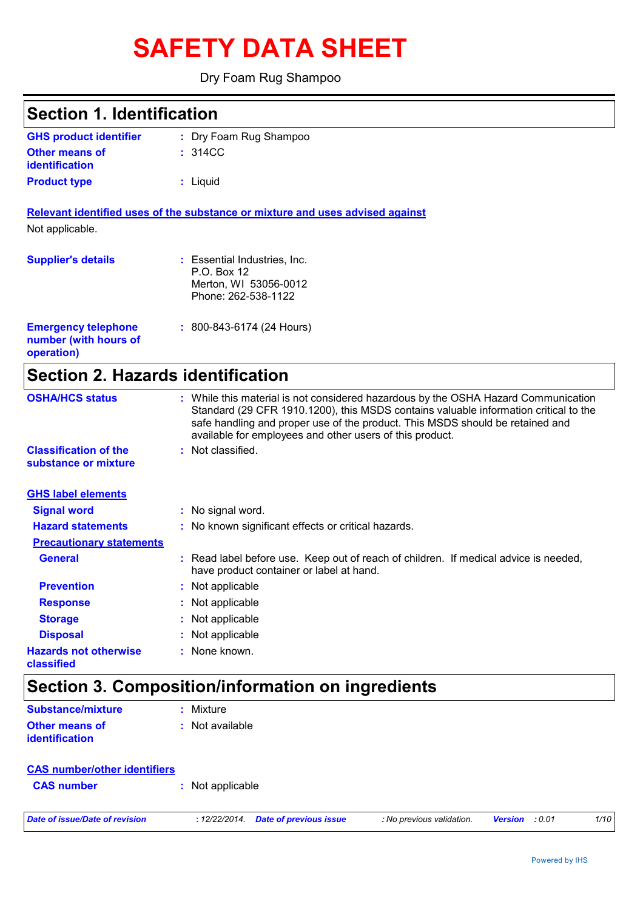# SAFETY DATA SHEET

Dry Foam Rug Shampoo

## Section 1. Identification

| | |
|---|---|
| **GHS product identifier** | : Dry Foam Rug Shampoo |
| **Other means of identification** | : 314CC |
| **Product type** | : Liquid |

**Relevant identified uses of the substance or mixture and uses advised against**

Not applicable.

| | |
|---|---|
| **Supplier's details** | : Essential Industries, Inc.<br>P.O. Box 12<br>Merton, WI 53056-0012<br>Phone: 262-538-1122 |
| **Emergency telephone number (with hours of operation)** | : 800-843-6174 (24 Hours) |

## Section 2. Hazards identification

| | |
|---|---|
| **OSHA/HCS status** | : While this material is not considered hazardous by the OSHA Hazard Communication Standard (29 CFR 1910.1200), this MSDS contains valuable information critical to the safe handling and proper use of the product. This MSDS should be retained and available for employees and other users of this product. |
| **Classification of the substance or mixture** | : Not classified. |

**GHS label elements**

| | |
|---|---|
| **Signal word** | : No signal word. |
| **Hazard statements** | : No known significant effects or critical hazards. |

**Precautionary statements**

| | |
|---|---|
| **General** | : Read label before use. Keep out of reach of children. If medical advice is needed, have product container or label at hand. |
| **Prevention** | : Not applicable |
| **Response** | : Not applicable |
| **Storage** | : Not applicable |
| **Disposal** | : Not applicable |
| **Hazards not otherwise classified** | : None known. |

## Section 3. Composition/information on ingredients

| | |
|---|---|
| **Substance/mixture** | : Mixture |
| **Other means of identification** | : Not available |

**CAS number/other identifiers**

| | |
|---|---|
| **CAS number** | : Not applicable |

*Date of issue/Date of revision* : 12/22/2014. *Date of previous issue* : No previous validation. *Version* : 0.01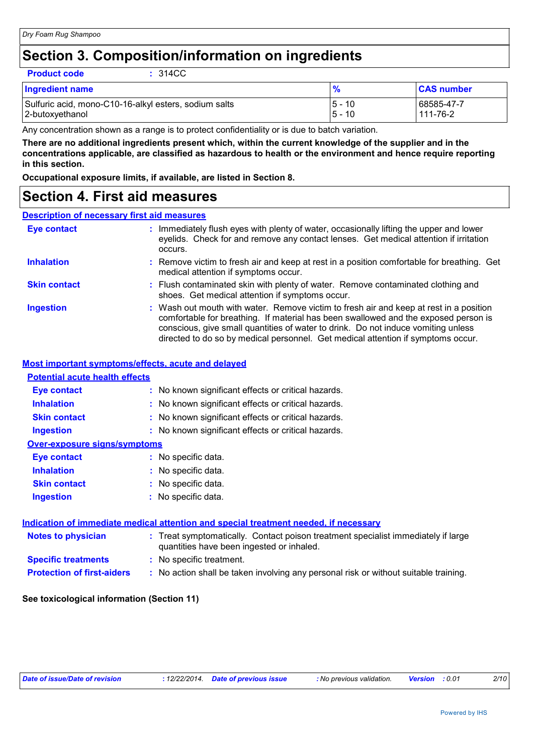# Section 3. Composition/information on ingredients

**Product code** : 314CC

| Ingredient name | % | CAS number |
| --- | --- | --- |
| Sulfuric acid, mono-C10-16-alkyl esters, sodium salts | 5 - 10 | 68585-47-7 |
| 2-butoxyethanol | 5 - 10 | 111-76-2 |

Any concentration shown as a range is to protect confidentiality or is due to batch variation.

**There are no additional ingredients present which, within the current knowledge of the supplier and in the concentrations applicable, are classified as hazardous to health or the environment and hence require reporting in this section.**

**Occupational exposure limits, if available, are listed in Section 8.**

# Section 4. First aid measures

## Description of necessary first aid measures

**Eye contact** : Immediately flush eyes with plenty of water, occasionally lifting the upper and lower eyelids. Check for and remove any contact lenses. Get medical attention if irritation occurs.

**Inhalation** : Remove victim to fresh air and keep at rest in a position comfortable for breathing. Get medical attention if symptoms occur.

**Skin contact** : Flush contaminated skin with plenty of water. Remove contaminated clothing and shoes. Get medical attention if symptoms occur.

**Ingestion** : Wash out mouth with water. Remove victim to fresh air and keep at rest in a position comfortable for breathing. If material has been swallowed and the exposed person is conscious, give small quantities of water to drink. Do not induce vomiting unless directed to do so by medical personnel. Get medical attention if symptoms occur.

## Most important symptoms/effects, acute and delayed

### Potential acute health effects

**Eye contact** : No known significant effects or critical hazards.

**Inhalation** : No known significant effects or critical hazards.

**Skin contact** : No known significant effects or critical hazards.

**Ingestion** : No known significant effects or critical hazards.

### Over-exposure signs/symptoms

**Eye contact** : No specific data.

**Inhalation** : No specific data.

**Skin contact** : No specific data.

**Ingestion** : No specific data.

## Indication of immediate medical attention and special treatment needed, if necessary

**Notes to physician** : Treat symptomatically. Contact poison treatment specialist immediately if large quantities have been ingested or inhaled.

**Specific treatments** : No specific treatment.

**Protection of first-aiders** : No action shall be taken involving any personal risk or without suitable training.

**See toxicological information (Section 11)**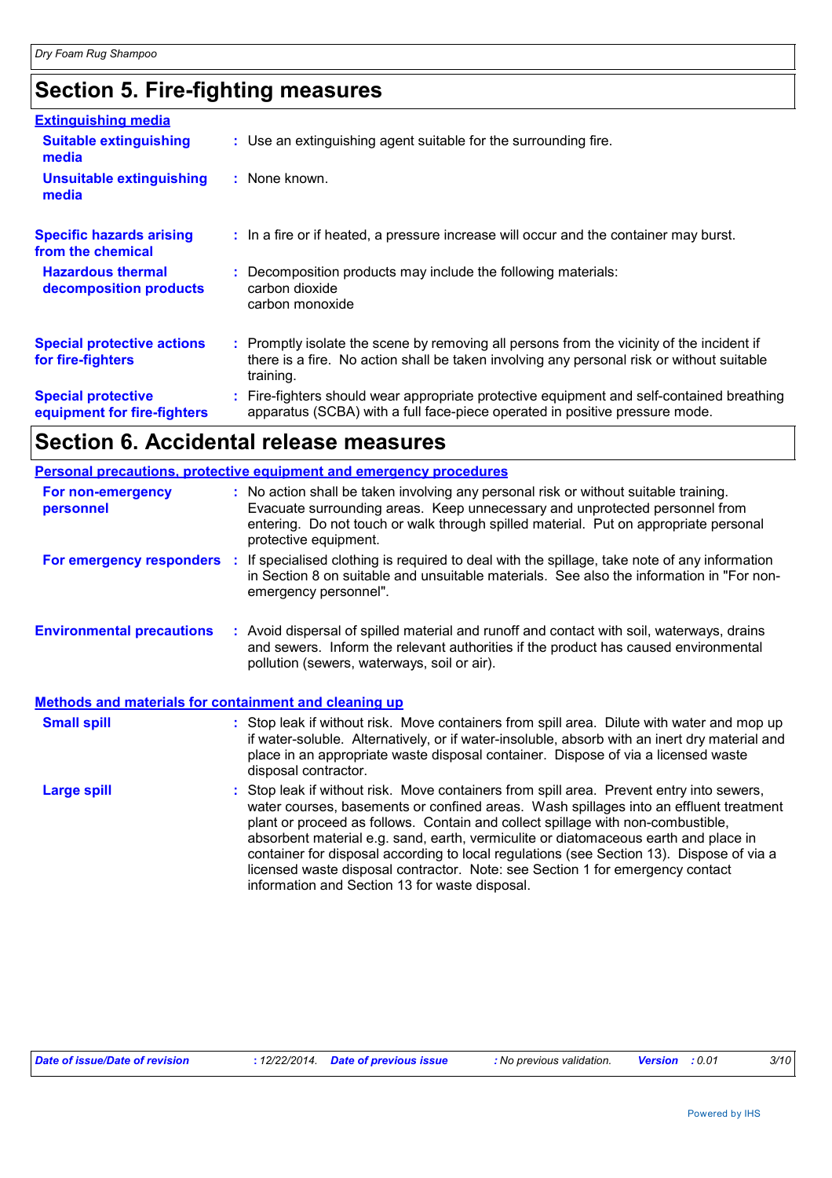## Section 5. Fire-fighting measures

**Extinguishing media**

| | |
|---|---|
| **Suitable extinguishing media** | Use an extinguishing agent suitable for the surrounding fire. |
| **Unsuitable extinguishing media** | None known. |
| **Specific hazards arising from the chemical** | In a fire or if heated, a pressure increase will occur and the container may burst. |
| **Hazardous thermal decomposition products** | Decomposition products may include the following materials:<br>carbon dioxide<br>carbon monoxide |
| **Special protective actions for fire-fighters** | Promptly isolate the scene by removing all persons from the vicinity of the incident if there is a fire. No action shall be taken involving any personal risk or without suitable training. |
| **Special protective equipment for fire-fighters** | Fire-fighters should wear appropriate protective equipment and self-contained breathing apparatus (SCBA) with a full face-piece operated in positive pressure mode. |

## Section 6. Accidental release measures

**Personal precautions, protective equipment and emergency procedures**

| | |
|---|---|
| **For non-emergency personnel** | No action shall be taken involving any personal risk or without suitable training. Evacuate surrounding areas. Keep unnecessary and unprotected personnel from entering. Do not touch or walk through spilled material. Put on appropriate personal protective equipment. |
| **For emergency responders** | If specialised clothing is required to deal with the spillage, take note of any information in Section 8 on suitable and unsuitable materials. See also the information in "For non-emergency personnel". |
| **Environmental precautions** | Avoid dispersal of spilled material and runoff and contact with soil, waterways, drains and sewers. Inform the relevant authorities if the product has caused environmental pollution (sewers, waterways, soil or air). |

**Methods and materials for containment and cleaning up**

| | |
|---|---|
| **Small spill** | Stop leak if without risk. Move containers from spill area. Dilute with water and mop up if water-soluble. Alternatively, or if water-insoluble, absorb with an inert dry material and place in an appropriate waste disposal container. Dispose of via a licensed waste disposal contractor. |
| **Large spill** | Stop leak if without risk. Move containers from spill area. Prevent entry into sewers, water courses, basements or confined areas. Wash spillages into an effluent treatment plant or proceed as follows. Contain and collect spillage with non-combustible, absorbent material e.g. sand, earth, vermiculite or diatomaceous earth and place in container for disposal according to local regulations (see Section 13). Dispose of via a licensed waste disposal contractor. Note: see Section 1 for emergency contact information and Section 13 for waste disposal. |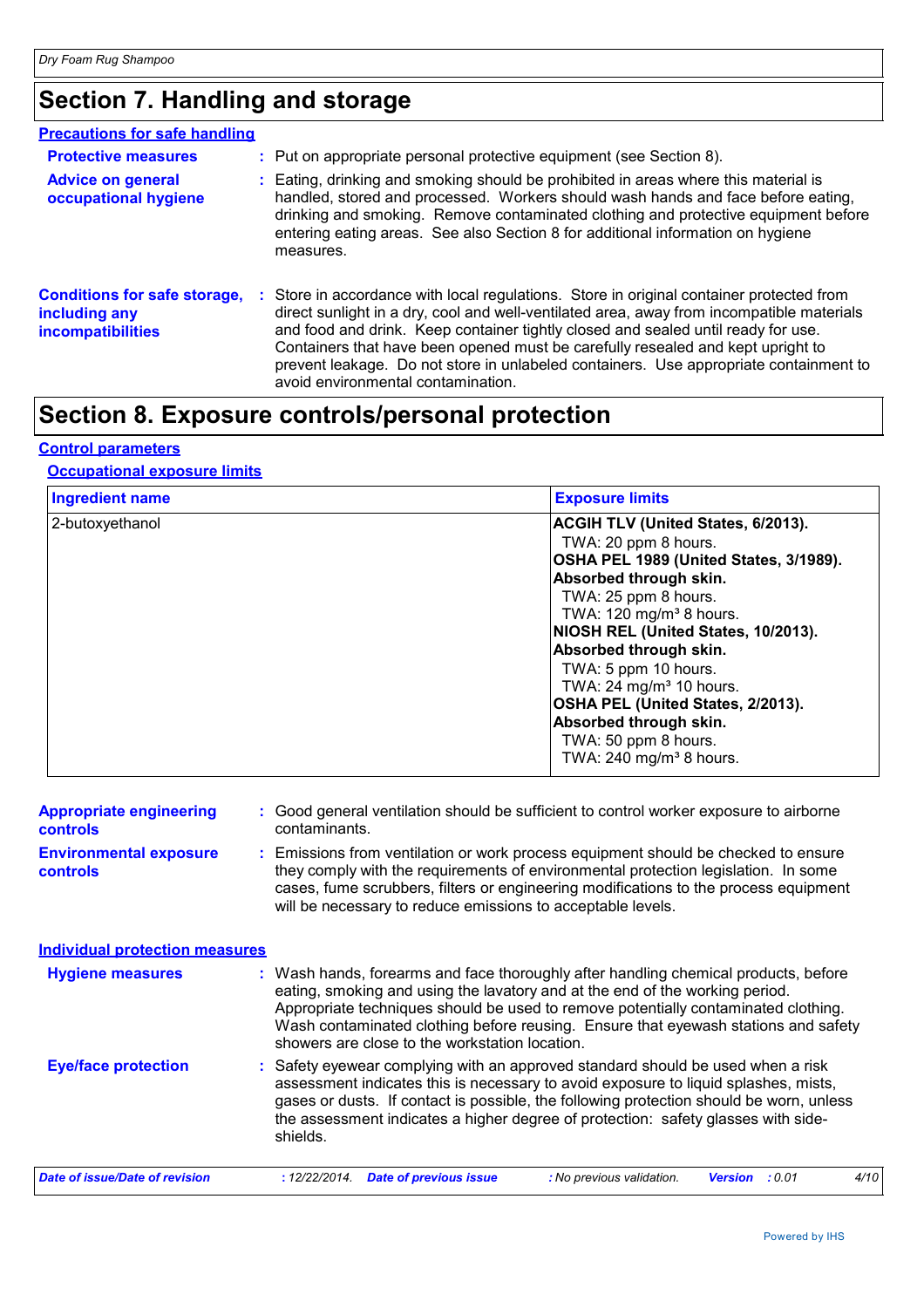# Section 7. Handling and storage

## Precautions for safe handling

**Protective measures** : Put on appropriate personal protective equipment (see Section 8).

**Advice on general occupational hygiene** : Eating, drinking and smoking should be prohibited in areas where this material is handled, stored and processed. Workers should wash hands and face before eating, drinking and smoking. Remove contaminated clothing and protective equipment before entering eating areas. See also Section 8 for additional information on hygiene measures.

**Conditions for safe storage, including any incompatibilities** : Store in accordance with local regulations. Store in original container protected from direct sunlight in a dry, cool and well-ventilated area, away from incompatible materials and food and drink. Keep container tightly closed and sealed until ready for use. Containers that have been opened must be carefully resealed and kept upright to prevent leakage. Do not store in unlabeled containers. Use appropriate containment to avoid environmental contamination.

# Section 8. Exposure controls/personal protection

## Control parameters

### Occupational exposure limits

| Ingredient name | Exposure limits |
|---|---|
| 2-butoxyethanol | **ACGIH TLV (United States, 6/2013).**<br>TWA: 20 ppm 8 hours.<br>**OSHA PEL 1989 (United States, 3/1989).**<br>**Absorbed through skin.**<br>TWA: 25 ppm 8 hours.<br>TWA: 120 mg/m³ 8 hours.<br>**NIOSH REL (United States, 10/2013).**<br>**Absorbed through skin.**<br>TWA: 5 ppm 10 hours.<br>TWA: 24 mg/m³ 10 hours.<br>**OSHA PEL (United States, 2/2013).**<br>**Absorbed through skin.**<br>TWA: 50 ppm 8 hours.<br>TWA: 240 mg/m³ 8 hours. |

**Appropriate engineering controls** : Good general ventilation should be sufficient to control worker exposure to airborne contaminants.

**Environmental exposure controls** : Emissions from ventilation or work process equipment should be checked to ensure they comply with the requirements of environmental protection legislation. In some cases, fume scrubbers, filters or engineering modifications to the process equipment will be necessary to reduce emissions to acceptable levels.

## Individual protection measures

**Hygiene measures** : Wash hands, forearms and face thoroughly after handling chemical products, before eating, smoking and using the lavatory and at the end of the working period. Appropriate techniques should be used to remove potentially contaminated clothing. Wash contaminated clothing before reusing. Ensure that eyewash stations and safety showers are close to the workstation location.

**Eye/face protection** : Safety eyewear complying with an approved standard should be used when a risk assessment indicates this is necessary to avoid exposure to liquid splashes, mists, gases or dusts. If contact is possible, the following protection should be worn, unless the assessment indicates a higher degree of protection: safety glasses with side-shields.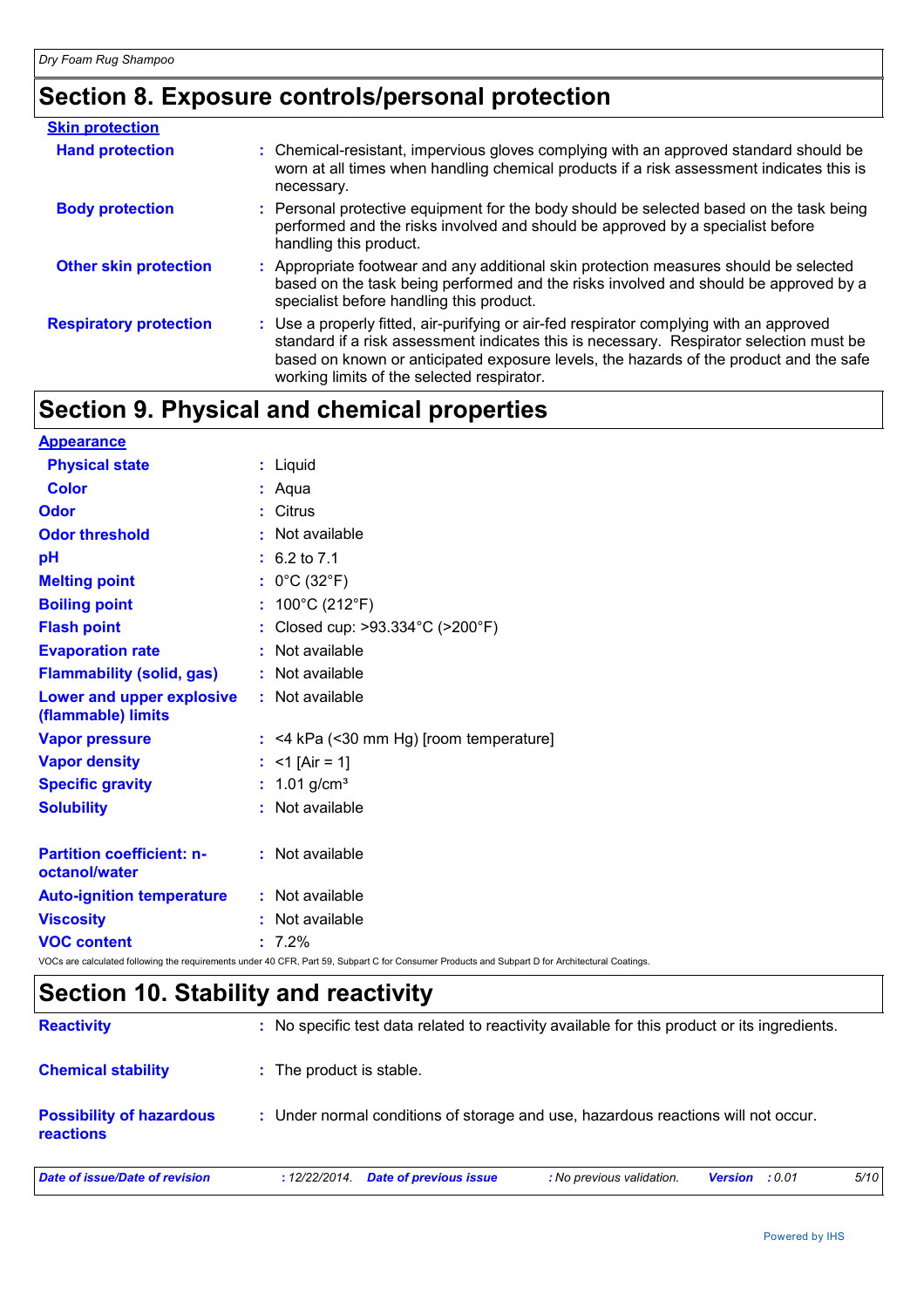## Section 8. Exposure controls/personal protection

**Skin protection**

| | |
|---|---|
| **Hand protection** | : Chemical-resistant, impervious gloves complying with an approved standard should be worn at all times when handling chemical products if a risk assessment indicates this is necessary. |
| **Body protection** | : Personal protective equipment for the body should be selected based on the task being performed and the risks involved and should be approved by a specialist before handling this product. |
| **Other skin protection** | : Appropriate footwear and any additional skin protection measures should be selected based on the task being performed and the risks involved and should be approved by a specialist before handling this product. |
| **Respiratory protection** | : Use a properly fitted, air-purifying or air-fed respirator complying with an approved standard if a risk assessment indicates this is necessary. Respirator selection must be based on known or anticipated exposure levels, the hazards of the product and the safe working limits of the selected respirator. |

## Section 9. Physical and chemical properties

**Appearance**

| | |
|---|---|
| **Physical state** | : Liquid |
| **Color** | : Aqua |
| **Odor** | : Citrus |
| **Odor threshold** | : Not available |
| **pH** | : 6.2 to 7.1 |
| **Melting point** | : 0°C (32°F) |
| **Boiling point** | : 100°C (212°F) |
| **Flash point** | : Closed cup: >93.334°C (>200°F) |
| **Evaporation rate** | : Not available |
| **Flammability (solid, gas)** | : Not available |
| **Lower and upper explosive (flammable) limits** | : Not available |
| **Vapor pressure** | : <4 kPa (<30 mm Hg) [room temperature] |
| **Vapor density** | : <1 [Air = 1] |
| **Specific gravity** | : 1.01 g/cm³ |
| **Solubility** | : Not available |
| **Partition coefficient: n-octanol/water** | : Not available |
| **Auto-ignition temperature** | : Not available |
| **Viscosity** | : Not available |
| **VOC content** | : 7.2% |

VOCs are calculated following the requirements under 40 CFR, Part 59, Subpart C for Consumer Products and Subpart D for Architectural Coatings.

## Section 10. Stability and reactivity

| | |
|---|---|
| **Reactivity** | : No specific test data related to reactivity available for this product or its ingredients. |
| **Chemical stability** | : The product is stable. |
| **Possibility of hazardous reactions** | : Under normal conditions of storage and use, hazardous reactions will not occur. |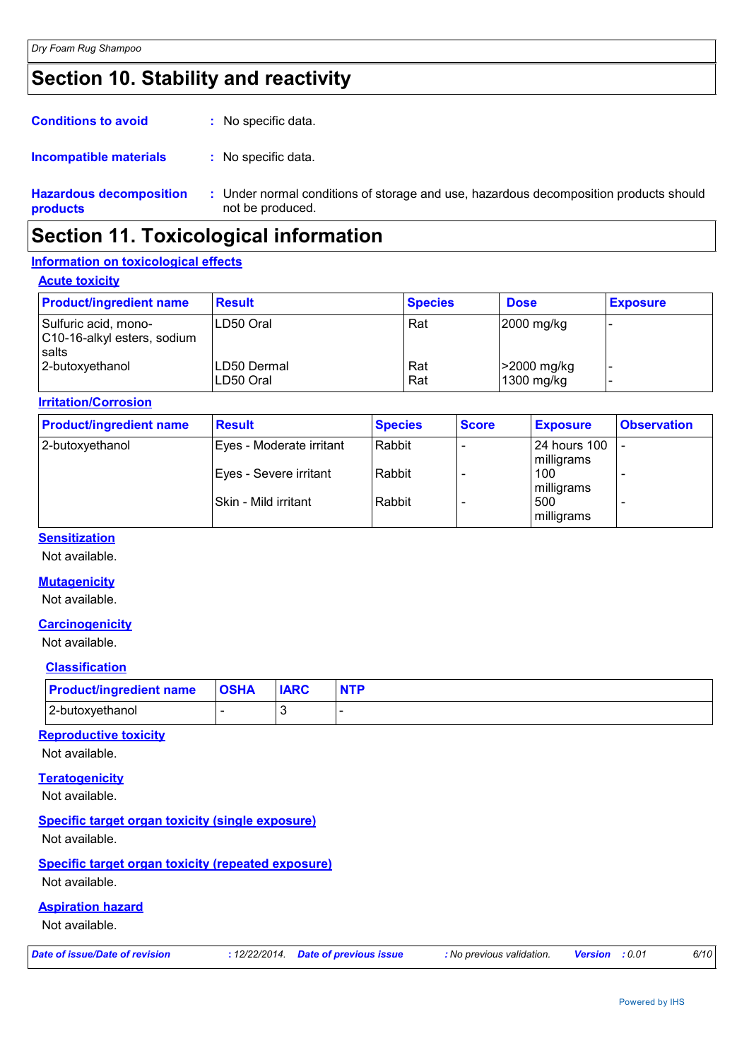## Section 10. Stability and reactivity

**Conditions to avoid** : No specific data.

**Incompatible materials** : No specific data.

**Hazardous decomposition products** : Under normal conditions of storage and use, hazardous decomposition products should not be produced.

## Section 11. Toxicological information

### Information on toxicological effects

#### Acute toxicity

| Product/ingredient name | Result | Species | Dose | Exposure |
|---|---|---|---|---|
| Sulfuric acid, mono-C10-16-alkyl esters, sodium salts | LD50 Oral | Rat | 2000 mg/kg | - |
| 2-butoxyethanol | LD50 Dermal | Rat | >2000 mg/kg | - |
| | LD50 Oral | Rat | 1300 mg/kg | - |

#### Irritation/Corrosion

| Product/ingredient name | Result | Species | Score | Exposure | Observation |
|---|---|---|---|---|---|
| 2-butoxyethanol | Eyes - Moderate irritant | Rabbit | - | 24 hours 100 milligrams | - |
| | Eyes - Severe irritant | Rabbit | - | 100 milligrams | - |
| | Skin - Mild irritant | Rabbit | - | 500 milligrams | - |

#### Sensitization

Not available.

#### Mutagenicity

Not available.

#### Carcinogenicity

Not available.

#### Classification

| Product/ingredient name | OSHA | IARC | NTP |
|---|---|---|---|
| 2-butoxyethanol | - | 3 | - |

#### Reproductive toxicity

Not available.

#### Teratogenicity

Not available.

#### Specific target organ toxicity (single exposure)

Not available.

#### Specific target organ toxicity (repeated exposure)

Not available.

#### Aspiration hazard

Not available.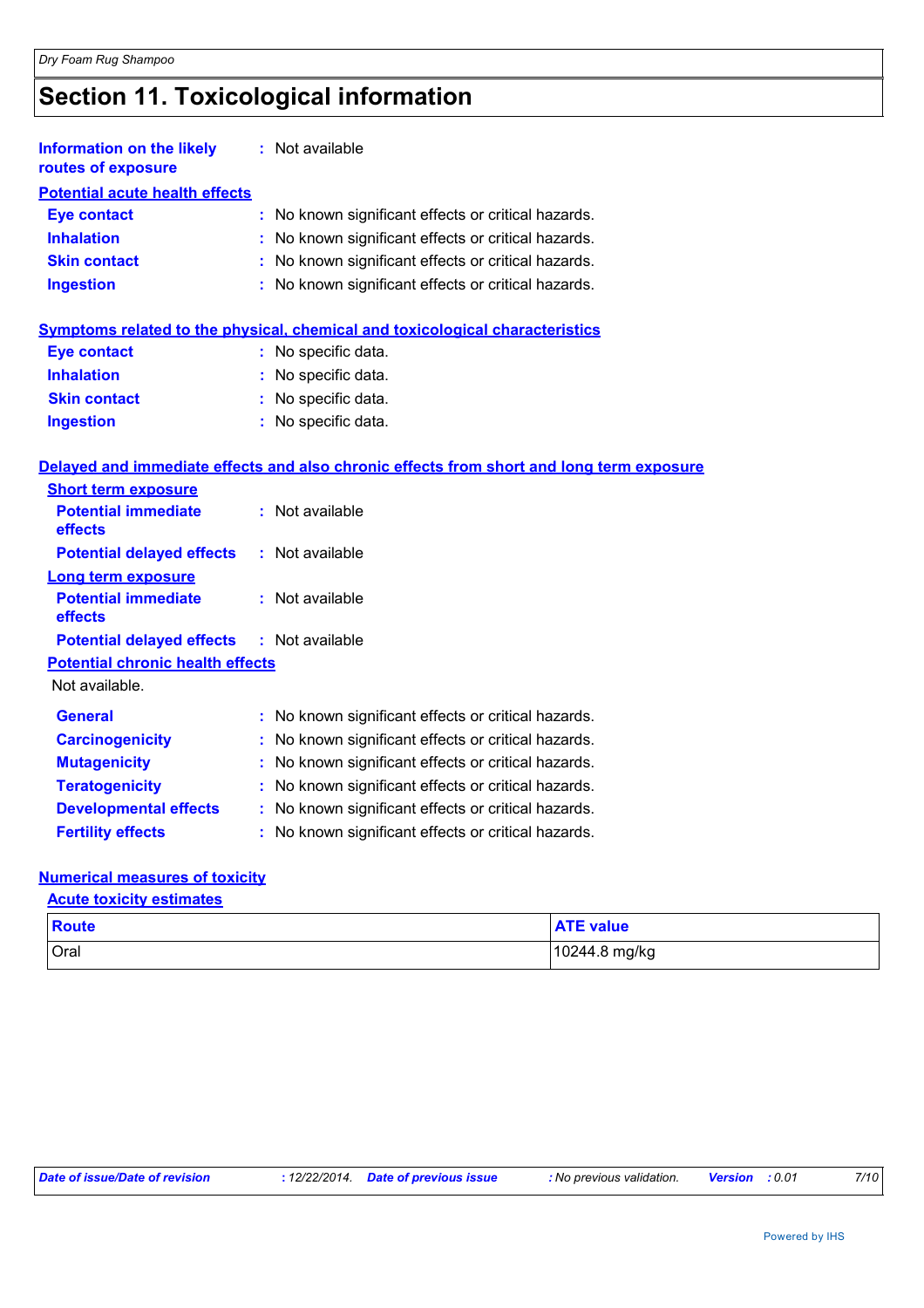## Section 11. Toxicological information

**Information on the likely routes of exposure** : Not available

**Potential acute health effects**

**Eye contact** : No known significant effects or critical hazards.
**Inhalation** : No known significant effects or critical hazards.
**Skin contact** : No known significant effects or critical hazards.
**Ingestion** : No known significant effects or critical hazards.

**Symptoms related to the physical, chemical and toxicological characteristics**

**Eye contact** : No specific data.
**Inhalation** : No specific data.
**Skin contact** : No specific data.
**Ingestion** : No specific data.

**Delayed and immediate effects and also chronic effects from short and long term exposure**

**Short term exposure**

**Potential immediate effects** : Not available
**Potential delayed effects** : Not available

**Long term exposure**

**Potential immediate effects** : Not available
**Potential delayed effects** : Not available

**Potential chronic health effects**

Not available.

**General** : No known significant effects or critical hazards.
**Carcinogenicity** : No known significant effects or critical hazards.
**Mutagenicity** : No known significant effects or critical hazards.
**Teratogenicity** : No known significant effects or critical hazards.
**Developmental effects** : No known significant effects or critical hazards.
**Fertility effects** : No known significant effects or critical hazards.

**Numerical measures of toxicity**

**Acute toxicity estimates**

| Route | ATE value |
|---|---|
| Oral | 10244.8 mg/kg |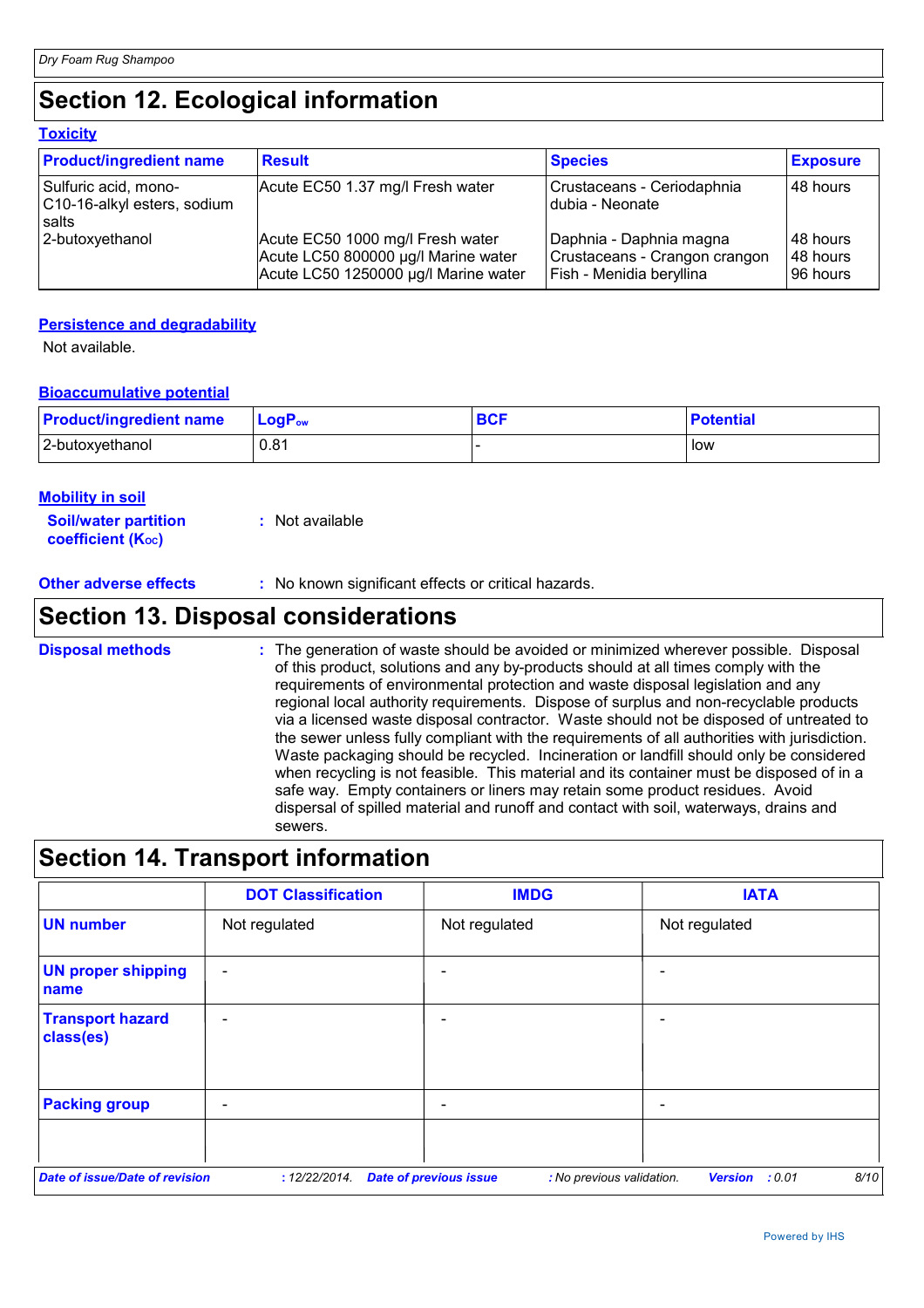## Section 12. Ecological information

### Toxicity

| Product/ingredient name | Result | Species | Exposure |
|---|---|---|---|
| Sulfuric acid, mono-C10-16-alkyl esters, sodium salts | Acute EC50 1.37 mg/l Fresh water | Crustaceans - Ceriodaphnia dubia - Neonate | 48 hours |
| 2-butoxyethanol | Acute EC50 1000 mg/l Fresh water<br>Acute LC50 800000 µg/l Marine water<br>Acute LC50 1250000 µg/l Marine water | Daphnia - Daphnia magna<br>Crustaceans - Crangon crangon<br>Fish - Menidia beryllina | 48 hours<br>48 hours<br>96 hours |

### Persistence and degradability

Not available.

### Bioaccumulative potential

| Product/ingredient name | $LogP_{ow}$ | BCF | Potential |
|---|---|---|---|
| 2-butoxyethanol | 0.81 | - | low |

### Mobility in soil

**Soil/water partition coefficient ($K_{OC}$)** : Not available

**Other adverse effects** : No known significant effects or critical hazards.

## Section 13. Disposal considerations

**Disposal methods** : The generation of waste should be avoided or minimized wherever possible. Disposal of this product, solutions and any by-products should at all times comply with the requirements of environmental protection and waste disposal legislation and any regional local authority requirements. Dispose of surplus and non-recyclable products via a licensed waste disposal contractor. Waste should not be disposed of untreated to the sewer unless fully compliant with the requirements of all authorities with jurisdiction. Waste packaging should be recycled. Incineration or landfill should only be considered when recycling is not feasible. This material and its container must be disposed of in a safe way. Empty containers or liners may retain some product residues. Avoid dispersal of spilled material and runoff and contact with soil, waterways, drains and sewers.

## Section 14. Transport information

| | DOT Classification | IMDG | IATA |
|---|---|---|---|
| **UN number** | Not regulated | Not regulated | Not regulated |
| **UN proper shipping name** | - | - | - |
| **Transport hazard class(es)** | - | - | - |
| **Packing group** | - | - | - |
| | | | |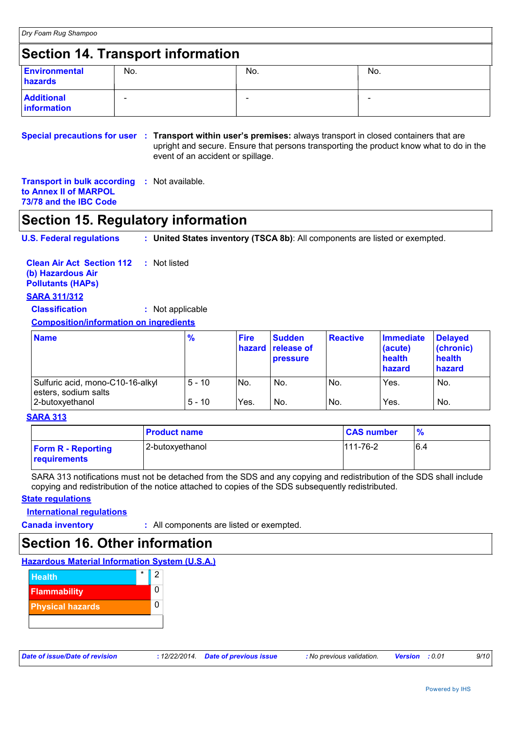## Section 14. Transport information

| | | | |
|---|---|---|---|
| **Environmental hazards** | No. | No. | No. |
| **Additional information** | - | - | - |

**Special precautions for user** : **Transport within user's premises:** always transport in closed containers that are upright and secure. Ensure that persons transporting the product know what to do in the event of an accident or spillage.

**Transport in bulk according to Annex II of MARPOL 73/78 and the IBC Code** : Not available.

## Section 15. Regulatory information

**U.S. Federal regulations** : **United States inventory (TSCA 8b)**: All components are listed or exempted.

**Clean Air Act Section 112 (b) Hazardous Air Pollutants (HAPs)** : Not listed

**SARA 311/312**

**Classification** : Not applicable

**Composition/information on ingredients**

| Name | % | Fire hazard | Sudden release of pressure | Reactive | Immediate (acute) health hazard | Delayed (chronic) health hazard |
|---|---|---|---|---|---|---|
| Sulfuric acid, mono-C10-16-alkyl esters, sodium salts | 5 - 10 | No. | No. | No. | Yes. | No. |
| 2-butoxyethanol | 5 - 10 | Yes. | No. | No. | Yes. | No. |

**SARA 313**

| | Product name | CAS number | % |
|---|---|---|---|
| **Form R - Reporting requirements** | 2-butoxyethanol | 111-76-2 | 6.4 |

SARA 313 notifications must not be detached from the SDS and any copying and redistribution of the SDS shall include copying and redistribution of the notice attached to copies of the SDS subsequently redistributed.

**State regulations**

**International regulations**

**Canada inventory** : All components are listed or exempted.

## Section 16. Other information

**Hazardous Material Information System (U.S.A.)**

| | | |
|---|---|---|
| Health | * | 2 |
| Flammability | | 0 |
| Physical hazards | | 0 |

*Date of issue/Date of revision* : 12/22/2014. *Date of previous issue* : No previous validation. *Version* : 0.01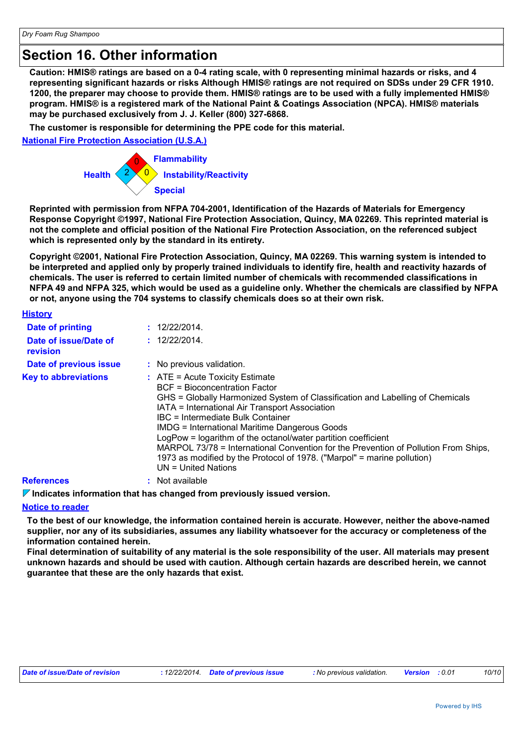# Section 16. Other information

**Caution: HMIS® ratings are based on a 0-4 rating scale, with 0 representing minimal hazards or risks, and 4 representing significant hazards or risks Although HMIS® ratings are not required on SDSs under 29 CFR 1910. 1200, the preparer may choose to provide them. HMIS® ratings are to be used with a fully implemented HMIS® program. HMIS® is a registered mark of the National Paint & Coatings Association (NPCA). HMIS® materials may be purchased exclusively from J. J. Keller (800) 327-6868.**

**The customer is responsible for determining the PPE code for this material.**

**National Fire Protection Association (U.S.A.)**

Flammability: 0
Health: 2
Instability/Reactivity: 0
Special

**Reprinted with permission from NFPA 704-2001, Identification of the Hazards of Materials for Emergency Response Copyright ©1997, National Fire Protection Association, Quincy, MA 02269. This reprinted material is not the complete and official position of the National Fire Protection Association, on the referenced subject which is represented only by the standard in its entirety.**

**Copyright ©2001, National Fire Protection Association, Quincy, MA 02269. This warning system is intended to be interpreted and applied only by properly trained individuals to identify fire, health and reactivity hazards of chemicals. The user is referred to certain limited number of chemicals with recommended classifications in NFPA 49 and NFPA 325, which would be used as a guideline only. Whether the chemicals are classified by NFPA or not, anyone using the 704 systems to classify chemicals does so at their own risk.**

**History**

| | |
|---|---|
| **Date of printing** | : 12/22/2014. |
| **Date of issue/Date of revision** | : 12/22/2014. |
| **Date of previous issue** | : No previous validation. |
| **Key to abbreviations** | : ATE = Acute Toxicity Estimate<br>BCF = Bioconcentration Factor<br>GHS = Globally Harmonized System of Classification and Labelling of Chemicals<br>IATA = International Air Transport Association<br>IBC = Intermediate Bulk Container<br>IMDG = International Maritime Dangerous Goods<br>LogPow = logarithm of the octanol/water partition coefficient<br>MARPOL 73/78 = International Convention for the Prevention of Pollution From Ships, 1973 as modified by the Protocol of 1978. ("Marpol" = marine pollution)<br>UN = United Nations |
| **References** | : Not available |

**Indicates information that has changed from previously issued version.**

**Notice to reader**

**To the best of our knowledge, the information contained herein is accurate. However, neither the above-named supplier, nor any of its subsidiaries, assumes any liability whatsoever for the accuracy or completeness of the information contained herein.**
**Final determination of suitability of any material is the sole responsibility of the user. All materials may present unknown hazards and should be used with caution. Although certain hazards are described herein, we cannot guarantee that these are the only hazards that exist.**